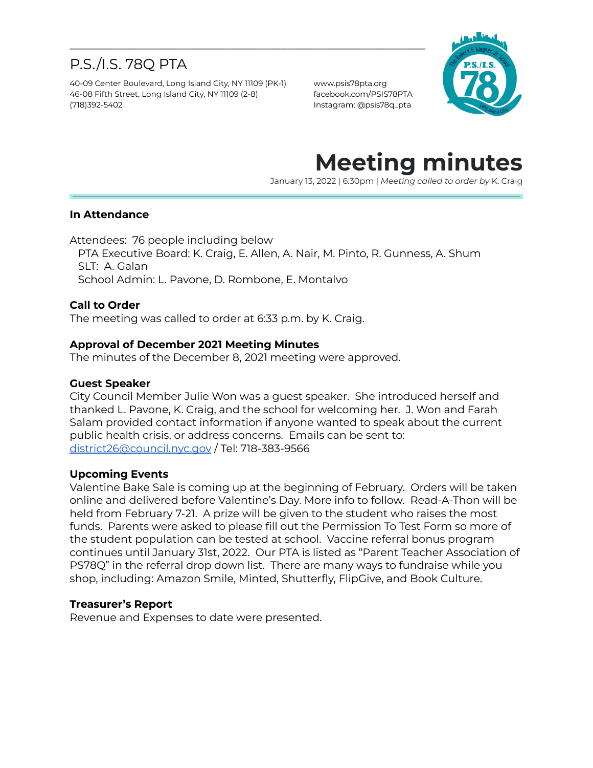# P.S./I.S. 78Q PTA

40-09 Center Boulevard, Long Island City, NY 11109 (PK-1)
46-08 Fifth Street, Long Island City, NY 11109 (2-8)
(718)392-5402

www.psis78pta.org
facebook.com/PSIS78PTA
Instagram: @psis78q_pta

# Meeting minutes

January 13, 2022 | 6:30pm | *Meeting called to order by* K. Craig

### In Attendance

Attendees: 76 people including below
- PTA Executive Board: K. Craig, E. Allen, A. Nair, M. Pinto, R. Gunness, A. Shum
- SLT: A. Galan
- School Admin: L. Pavone, D. Rombone, E. Montalvo

### Call to Order

The meeting was called to order at 6:33 p.m. by K. Craig.

### Approval of December 2021 Meeting Minutes

The minutes of the December 8, 2021 meeting were approved.

### Guest Speaker

City Council Member Julie Won was a guest speaker. She introduced herself and thanked L. Pavone, K. Craig, and the school for welcoming her. J. Won and Farah Salam provided contact information if anyone wanted to speak about the current public health crisis, or address concerns. Emails can be sent to: district26@council.nyc.gov / Tel: 718-383-9566

### Upcoming Events

Valentine Bake Sale is coming up at the beginning of February. Orders will be taken online and delivered before Valentine's Day. More info to follow. Read-A-Thon will be held from February 7-21. A prize will be given to the student who raises the most funds. Parents were asked to please fill out the Permission To Test Form so more of the student population can be tested at school. Vaccine referral bonus program continues until January 31st, 2022. Our PTA is listed as "Parent Teacher Association of PS78Q" in the referral drop down list. There are many ways to fundraise while you shop, including: Amazon Smile, Minted, Shutterfly, FlipGive, and Book Culture.

### Treasurer's Report

Revenue and Expenses to date were presented.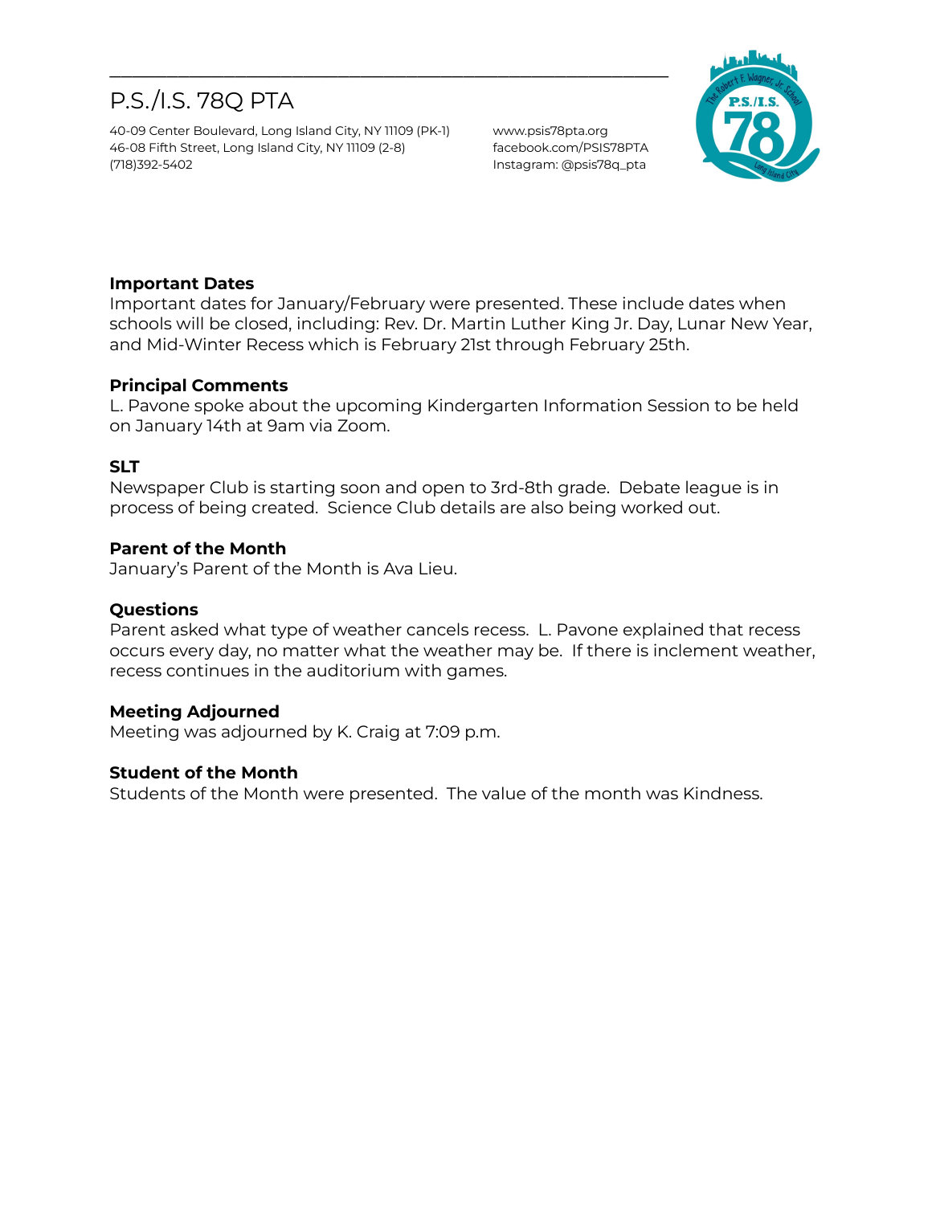# P.S./I.S. 78Q PTA

40-09 Center Boulevard, Long Island City, NY 11109 (PK-1)
46-08 Fifth Street, Long Island City, NY 11109 (2-8)
(718)392-5402

www.psis78pta.org
facebook.com/PSIS78PTA
Instagram: @psis78q_pta

**Important Dates**
Important dates for January/February were presented. These include dates when schools will be closed, including: Rev. Dr. Martin Luther King Jr. Day, Lunar New Year, and Mid-Winter Recess which is February 21st through February 25th.

**Principal Comments**
L. Pavone spoke about the upcoming Kindergarten Information Session to be held on January 14th at 9am via Zoom.

**SLT**
Newspaper Club is starting soon and open to 3rd-8th grade. Debate league is in process of being created. Science Club details are also being worked out.

**Parent of the Month**
January's Parent of the Month is Ava Lieu.

**Questions**
Parent asked what type of weather cancels recess. L. Pavone explained that recess occurs every day, no matter what the weather may be. If there is inclement weather, recess continues in the auditorium with games.

**Meeting Adjourned**
Meeting was adjourned by K. Craig at 7:09 p.m.

**Student of the Month**
Students of the Month were presented. The value of the month was Kindness.